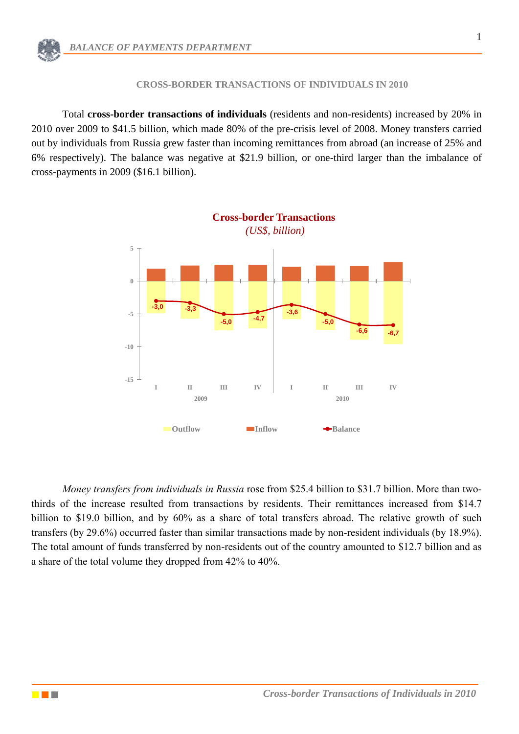# CROSS-BORDER TRANSACTIONS OF INDIVIDUALS IN 2010

Total **cross-border transactions of individuals** (residents and non-residents) increased by 20% in 2010 over 2009 to $41.5 billion, which made 80% of the pre-crisis level of 2008. Money transfers carried out by individuals from Russia grew faster than incoming remittances from abroad (an increase of 25% and 6% respectively). The balance was negative at $21.9 billion, or one-third larger than the imbalance of cross-payments in 2009 ($16.1 billion).

**Cross-border Transactions**
*(US$, billion)*

| | 2009 I | 2009 II | 2009 III | 2009 IV | 2010 I | 2010 II | 2010 III | 2010 IV |
|---|---|---|---|---|---|---|---|---|
| Balance | -3,0 | -3,3 | -5,0 | -4,7 | -3,6 | -5,0 | -6,6 | -6,7 |

Outflow | Inflow | Balance

*Money transfers from individuals in Russia* rose from $25.4 billion to $31.7 billion. More than two-thirds of the increase resulted from transactions by residents. Their remittances increased from $14.7 billion to $19.0 billion, and by 60% as a share of total transfers abroad. The relative growth of such transfers (by 29.6%) occurred faster than similar transactions made by non-resident individuals (by 18.9%). The total amount of funds transferred by non-residents out of the country amounted to $12.7 billion and as a share of the total volume they dropped from 42% to 40%.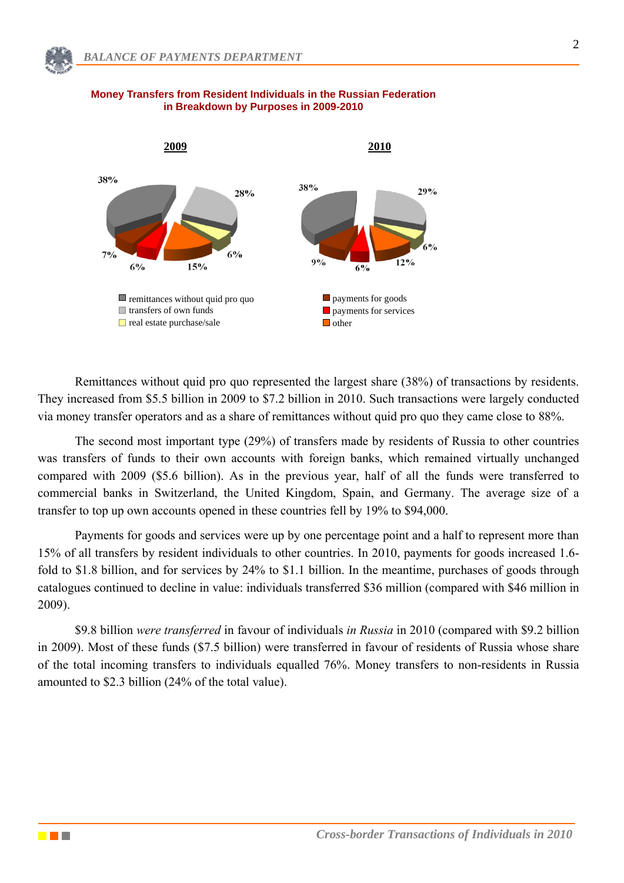**Money Transfers from Resident Individuals in the Russian Federation in Breakdown by Purposes in 2009-2010**

**2009**

38%, 28%, 6%, 15%, 6%, 7%

**2010**

38%, 29%, 6%, 12%, 6%, 9%

- remittances without quid pro quo
- transfers of own funds
- real estate purchase/sale
- payments for goods
- payments for services
- other

Remittances without quid pro quo represented the largest share (38%) of transactions by residents. They increased from \$5.5 billion in 2009 to \$7.2 billion in 2010. Such transactions were largely conducted via money transfer operators and as a share of remittances without quid pro quo they came close to 88%.

The second most important type (29%) of transfers made by residents of Russia to other countries was transfers of funds to their own accounts with foreign banks, which remained virtually unchanged compared with 2009 (\$5.6 billion). As in the previous year, half of all the funds were transferred to commercial banks in Switzerland, the United Kingdom, Spain, and Germany. The average size of a transfer to top up own accounts opened in these countries fell by 19% to \$94,000.

Payments for goods and services were up by one percentage point and a half to represent more than 15% of all transfers by resident individuals to other countries. In 2010, payments for goods increased 1.6-fold to \$1.8 billion, and for services by 24% to \$1.1 billion. In the meantime, purchases of goods through catalogues continued to decline in value: individuals transferred \$36 million (compared with \$46 million in 2009).

\$9.8 billion *were transferred* in favour of individuals *in Russia* in 2010 (compared with \$9.2 billion in 2009). Most of these funds (\$7.5 billion) were transferred in favour of residents of Russia whose share of the total incoming transfers to individuals equalled 76%. Money transfers to non-residents in Russia amounted to \$2.3 billion (24% of the total value).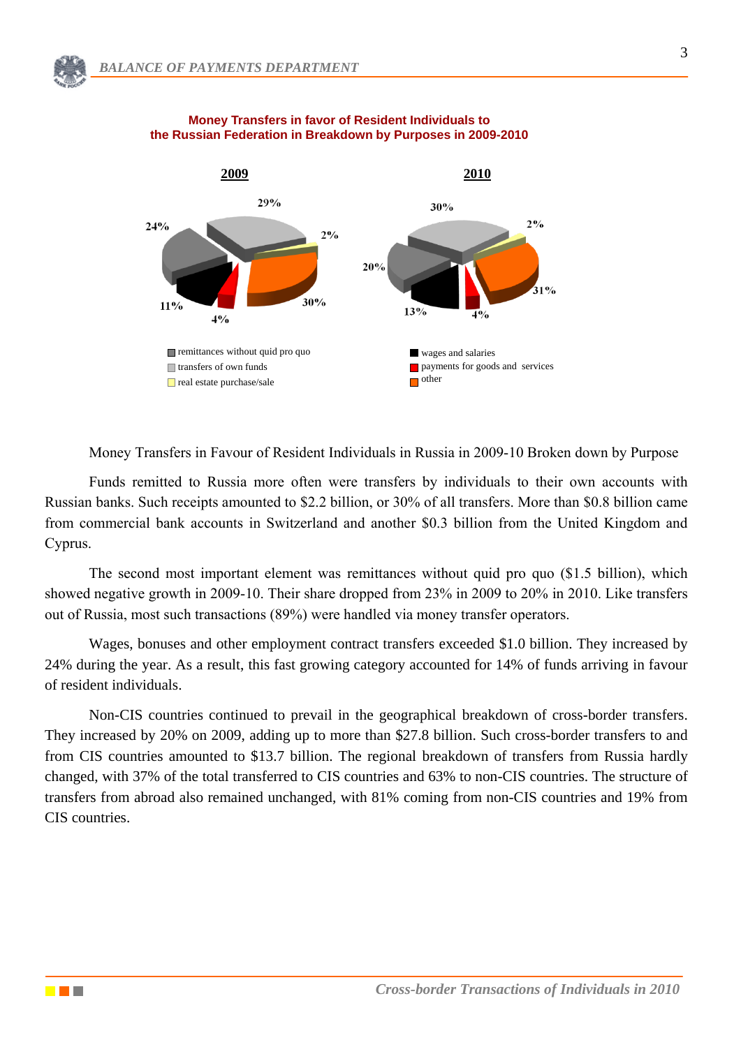**Money Transfers in favor of Resident Individuals to the Russian Federation in Breakdown by Purposes in 2009-2010**

**2009**

**2010**

Legend: remittances without quid pro quo; transfers of own funds; real estate purchase/sale; wages and salaries; payments for goods and services; other

Money Transfers in Favour of Resident Individuals in Russia in 2009-10 Broken down by Purpose

Funds remitted to Russia more often were transfers by individuals to their own accounts with Russian banks. Such receipts amounted to $2.2 billion, or 30% of all transfers. More than $0.8 billion came from commercial bank accounts in Switzerland and another $0.3 billion from the United Kingdom and Cyprus.

The second most important element was remittances without quid pro quo ($1.5 billion), which showed negative growth in 2009-10. Their share dropped from 23% in 2009 to 20% in 2010. Like transfers out of Russia, most such transactions (89%) were handled via money transfer operators.

Wages, bonuses and other employment contract transfers exceeded $1.0 billion. They increased by 24% during the year. As a result, this fast growing category accounted for 14% of funds arriving in favour of resident individuals.

Non-CIS countries continued to prevail in the geographical breakdown of cross-border transfers. They increased by 20% on 2009, adding up to more than $27.8 billion. Such cross-border transfers to and from CIS countries amounted to $13.7 billion. The regional breakdown of transfers from Russia hardly changed, with 37% of the total transferred to CIS countries and 63% to non-CIS countries. The structure of transfers from abroad also remained unchanged, with 81% coming from non-CIS countries and 19% from CIS countries.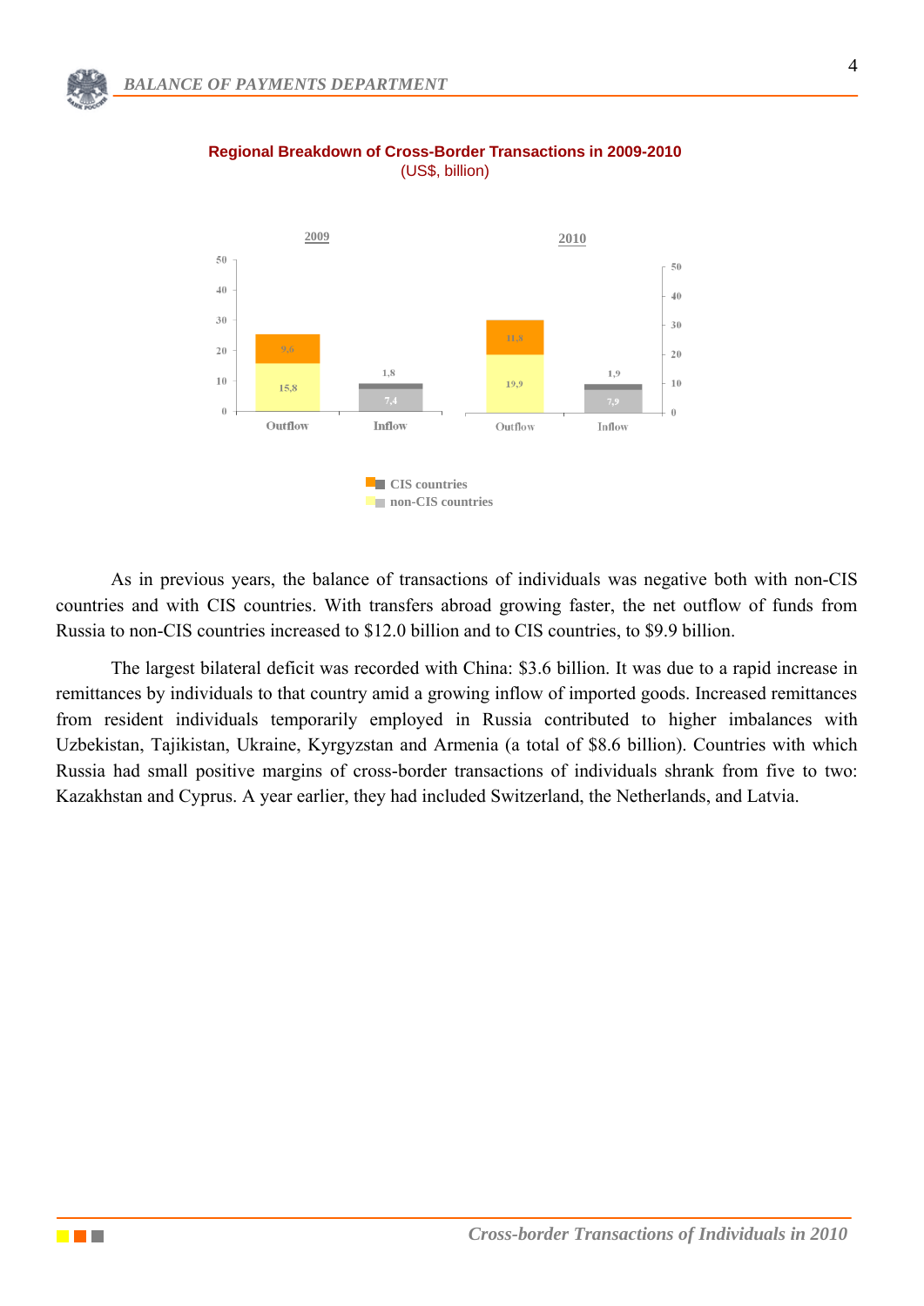**Regional Breakdown of Cross-Border Transactions in 2009-2010**
(US$, billion)

| | 2009 Outflow | 2009 Inflow | 2010 Outflow | 2010 Inflow |
|---|---|---|---|---|
| CIS countries | 9,6 | 1,8 | 11,8 | 1,9 |
| non-CIS countries | 15,8 | 7,4 | 19,9 | 7,9 |

As in previous years, the balance of transactions of individuals was negative both with non-CIS countries and with CIS countries. With transfers abroad growing faster, the net outflow of funds from Russia to non-CIS countries increased to $12.0 billion and to CIS countries, to $9.9 billion.

The largest bilateral deficit was recorded with China: $3.6 billion. It was due to a rapid increase in remittances by individuals to that country amid a growing inflow of imported goods. Increased remittances from resident individuals temporarily employed in Russia contributed to higher imbalances with Uzbekistan, Tajikistan, Ukraine, Kyrgyzstan and Armenia (a total of $8.6 billion). Countries with which Russia had small positive margins of cross-border transactions of individuals shrank from five to two: Kazakhstan and Cyprus. A year earlier, they had included Switzerland, the Netherlands, and Latvia.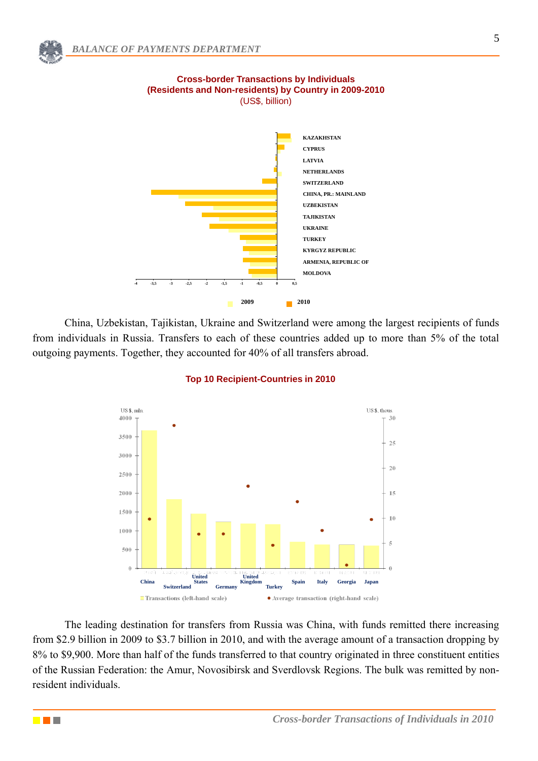**Cross-border Transactions by Individuals (Residents and Non-residents) by Country in 2009-2010**
(US$, billion)

KAZAKHSTAN
CYPRUS
LATVIA
NETHERLANDS
SWITZERLAND
CHINA, PR.: MAINLAND
UZBEKISTAN
TAJIKISTAN
UKRAINE
TURKEY
KYRGYZ REPUBLIC
ARMENIA, REPUBLIC OF
MOLDOVA

-4 -3,5 -3 -2,5 -2 -1,5 -1 -0,5 0 0,5

2009 2010

China, Uzbekistan, Tajikistan, Ukraine and Switzerland were among the largest recipients of funds from individuals in Russia. Transfers to each of these countries added up to more than 5% of the total outgoing payments. Together, they accounted for 40% of all transfers abroad.

**Top 10 Recipient-Countries in 2010**

US $, mln. / US $, thous.

China, Switzerland, United States, Germany, United Kingdom, Turkey, Spain, Italy, Georgia, Japan

Transactions (left-hand scale) Average transaction (right-hand scale)

The leading destination for transfers from Russia was China, with funds remitted there increasing from \$2.9 billion in 2009 to \$3.7 billion in 2010, and with the average amount of a transaction dropping by 8% to \$9,900. More than half of the funds transferred to that country originated in three constituent entities of the Russian Federation: the Amur, Novosibirsk and Sverdlovsk Regions. The bulk was remitted by non-resident individuals.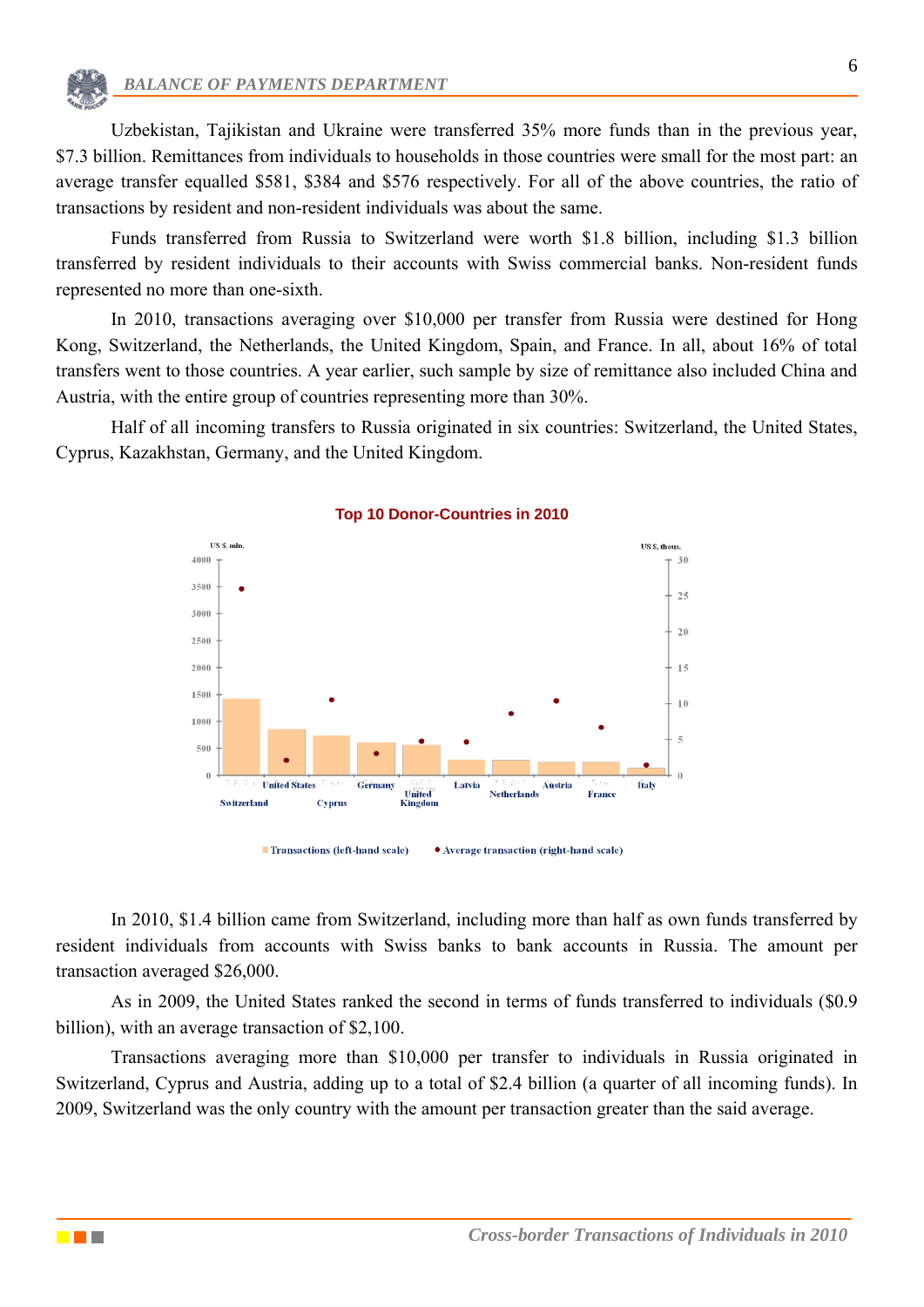Uzbekistan, Tajikistan and Ukraine were transferred 35% more funds than in the previous year, $7.3 billion. Remittances from individuals to households in those countries were small for the most part: an average transfer equalled $581, $384 and $576 respectively. For all of the above countries, the ratio of transactions by resident and non-resident individuals was about the same.

Funds transferred from Russia to Switzerland were worth $1.8 billion, including $1.3 billion transferred by resident individuals to their accounts with Swiss commercial banks. Non-resident funds represented no more than one-sixth.

In 2010, transactions averaging over $10,000 per transfer from Russia were destined for Hong Kong, Switzerland, the Netherlands, the United Kingdom, Spain, and France. In all, about 16% of total transfers went to those countries. A year earlier, such sample by size of remittance also included China and Austria, with the entire group of countries representing more than 30%.

Half of all incoming transfers to Russia originated in six countries: Switzerland, the United States, Cyprus, Kazakhstan, Germany, and the United Kingdom.

**Top 10 Donor-Countries in 2010**

US $, mln. (left-hand scale); US $, thous. (right-hand scale)

Countries: Switzerland, United States, Cyprus, Germany, United Kingdom, Latvia, Netherlands, Austria, France, Italy

Transactions (left-hand scale) • Average transaction (right-hand scale)

In 2010, $1.4 billion came from Switzerland, including more than half as own funds transferred by resident individuals from accounts with Swiss banks to bank accounts in Russia. The amount per transaction averaged $26,000.

As in 2009, the United States ranked the second in terms of funds transferred to individuals ($0.9 billion), with an average transaction of $2,100.

Transactions averaging more than $10,000 per transfer to individuals in Russia originated in Switzerland, Cyprus and Austria, adding up to a total of $2.4 billion (a quarter of all incoming funds). In 2009, Switzerland was the only country with the amount per transaction greater than the said average.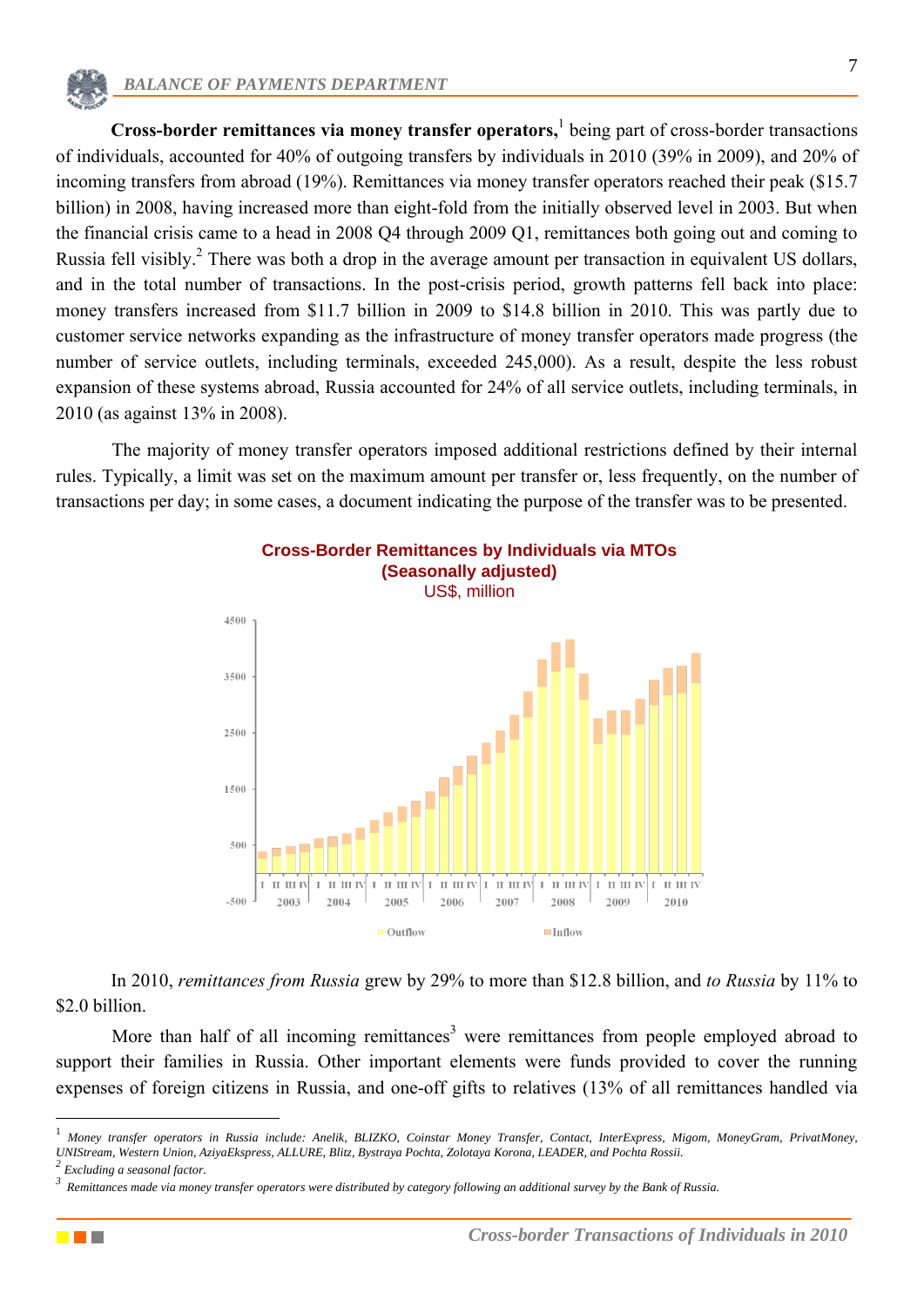**Cross-border remittances via money transfer operators,**[1] being part of cross-border transactions of individuals, accounted for 40% of outgoing transfers by individuals in 2010 (39% in 2009), and 20% of incoming transfers from abroad (19%). Remittances via money transfer operators reached their peak ($15.7 billion) in 2008, having increased more than eight-fold from the initially observed level in 2003. But when the financial crisis came to a head in 2008 Q4 through 2009 Q1, remittances both going out and coming to Russia fell visibly.[2] There was both a drop in the average amount per transaction in equivalent US dollars, and in the total number of transactions. In the post-crisis period, growth patterns fell back into place: money transfers increased from $11.7 billion in 2009 to $14.8 billion in 2010. This was partly due to customer service networks expanding as the infrastructure of money transfer operators made progress (the number of service outlets, including terminals, exceeded 245,000). As a result, despite the less robust expansion of these systems abroad, Russia accounted for 24% of all service outlets, including terminals, in 2010 (as against 13% in 2008).

The majority of money transfer operators imposed additional restrictions defined by their internal rules. Typically, a limit was set on the maximum amount per transfer or, less frequently, on the number of transactions per day; in some cases, a document indicating the purpose of the transfer was to be presented.

**Cross-Border Remittances by Individuals via MTOs (Seasonally adjusted)**
US$, million

In 2010, *remittances from Russia* grew by 29% to more than $12.8 billion, and *to Russia* by 11% to $2.0 billion.

More than half of all incoming remittances[3] were remittances from people employed abroad to support their families in Russia. Other important elements were funds provided to cover the running expenses of foreign citizens in Russia, and one-off gifts to relatives (13% of all remittances handled via

---

[1] *Money transfer operators in Russia include: Anelik, BLIZKO, Coinstar Money Transfer, Contact, InterExpress, Migom, MoneyGram, PrivatMoney, UNIStream, Western Union, AziyaEkspress, ALLURE, Blitz, Bystraya Pochta, Zolotaya Korona, LEADER, and Pochta Rossii.*

[2] *Excluding a seasonal factor.*

[3] *Remittances made via money transfer operators were distributed by category following an additional survey by the Bank of Russia.*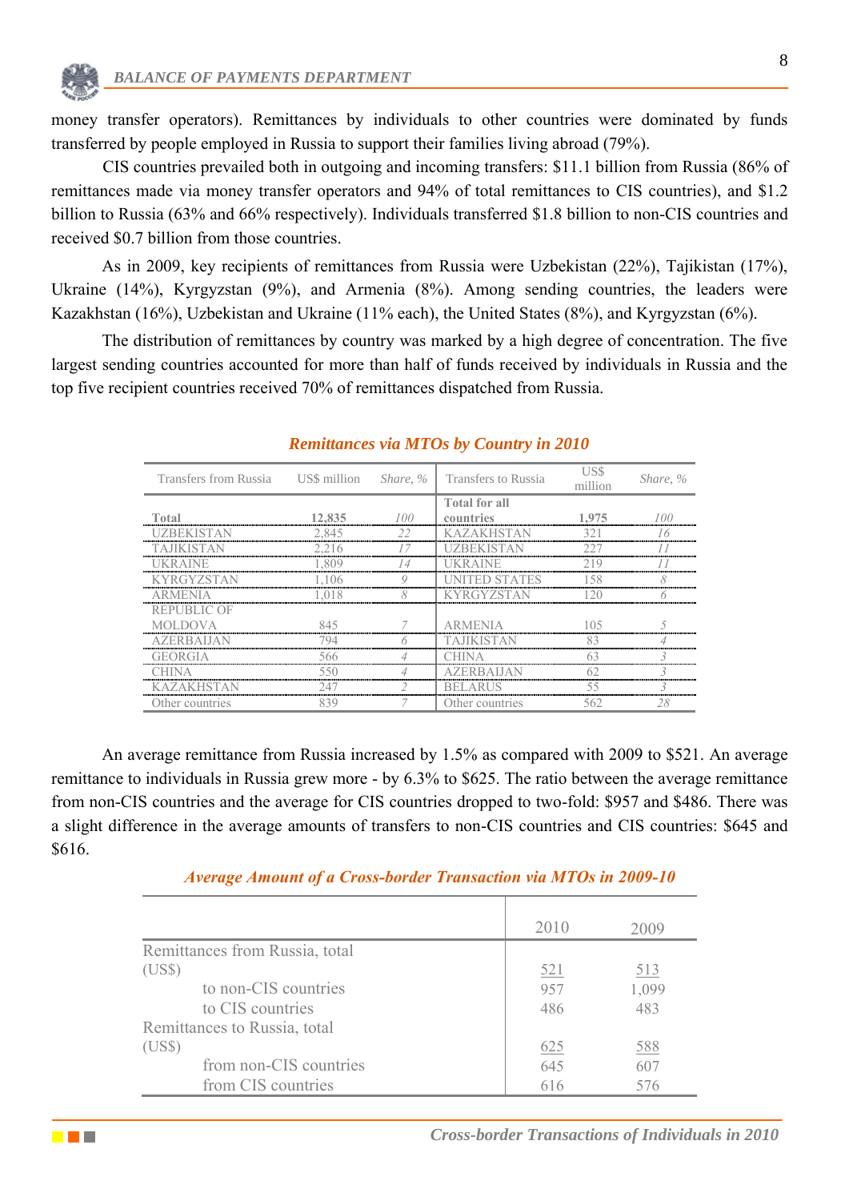money transfer operators). Remittances by individuals to other countries were dominated by funds transferred by people employed in Russia to support their families living abroad (79%).

CIS countries prevailed both in outgoing and incoming transfers: $11.1 billion from Russia (86% of remittances made via money transfer operators and 94% of total remittances to CIS countries), and $1.2 billion to Russia (63% and 66% respectively). Individuals transferred $1.8 billion to non-CIS countries and received $0.7 billion from those countries.

As in 2009, key recipients of remittances from Russia were Uzbekistan (22%), Tajikistan (17%), Ukraine (14%), Kyrgyzstan (9%), and Armenia (8%). Among sending countries, the leaders were Kazakhstan (16%), Uzbekistan and Ukraine (11% each), the United States (8%), and Kyrgyzstan (6%).

The distribution of remittances by country was marked by a high degree of concentration. The five largest sending countries accounted for more than half of funds received by individuals in Russia and the top five recipient countries received 70% of remittances dispatched from Russia.

***Remittances via MTOs by Country in 2010***

| Transfers from Russia | US$ million | *Share, %* | Transfers to Russia | US$ million | *Share, %* |
|---|---|---|---|---|---|
| **Total** | **12,835** | *100* | **Total for all countries** | **1,975** | *100* |
| UZBEKISTAN | 2,845 | *22* | KAZAKHSTAN | 321 | *16* |
| TAJIKISTAN | 2,216 | *17* | UZBEKISTAN | 227 | *11* |
| UKRAINE | 1,809 | *14* | UKRAINE | 219 | *11* |
| KYRGYZSTAN | 1,106 | *9* | UNITED STATES | 158 | *8* |
| ARMENIA | 1,018 | *8* | KYRGYZSTAN | 120 | *6* |
| REPUBLIC OF MOLDOVA | 845 | *7* | ARMENIA | 105 | *5* |
| AZERBAIJAN | 794 | *6* | TAJIKISTAN | 83 | *4* |
| GEORGIA | 566 | *4* | CHINA | 63 | *3* |
| CHINA | 550 | *4* | AZERBAIJAN | 62 | *3* |
| KAZAKHSTAN | 247 | *2* | BELARUS | 55 | *3* |
| Other countries | 839 | *7* | Other countries | 562 | *28* |

An average remittance from Russia increased by 1.5% as compared with 2009 to $521. An average remittance to individuals in Russia grew more - by 6.3% to $625. The ratio between the average remittance from non-CIS countries and the average for CIS countries dropped to two-fold: $957 and $486. There was a slight difference in the average amounts of transfers to non-CIS countries and CIS countries: $645 and $616.

***Average Amount of a Cross-border Transaction via MTOs in 2009-10***

| | 2010 | 2009 |
|---|---|---|
| Remittances from Russia, total (US$) | 521 | 513 |
| to non-CIS countries | 957 | 1,099 |
| to CIS countries | 486 | 483 |
| Remittances to Russia, total (US$) | 625 | 588 |
| from non-CIS countries | 645 | 607 |
| from CIS countries | 616 | 576 |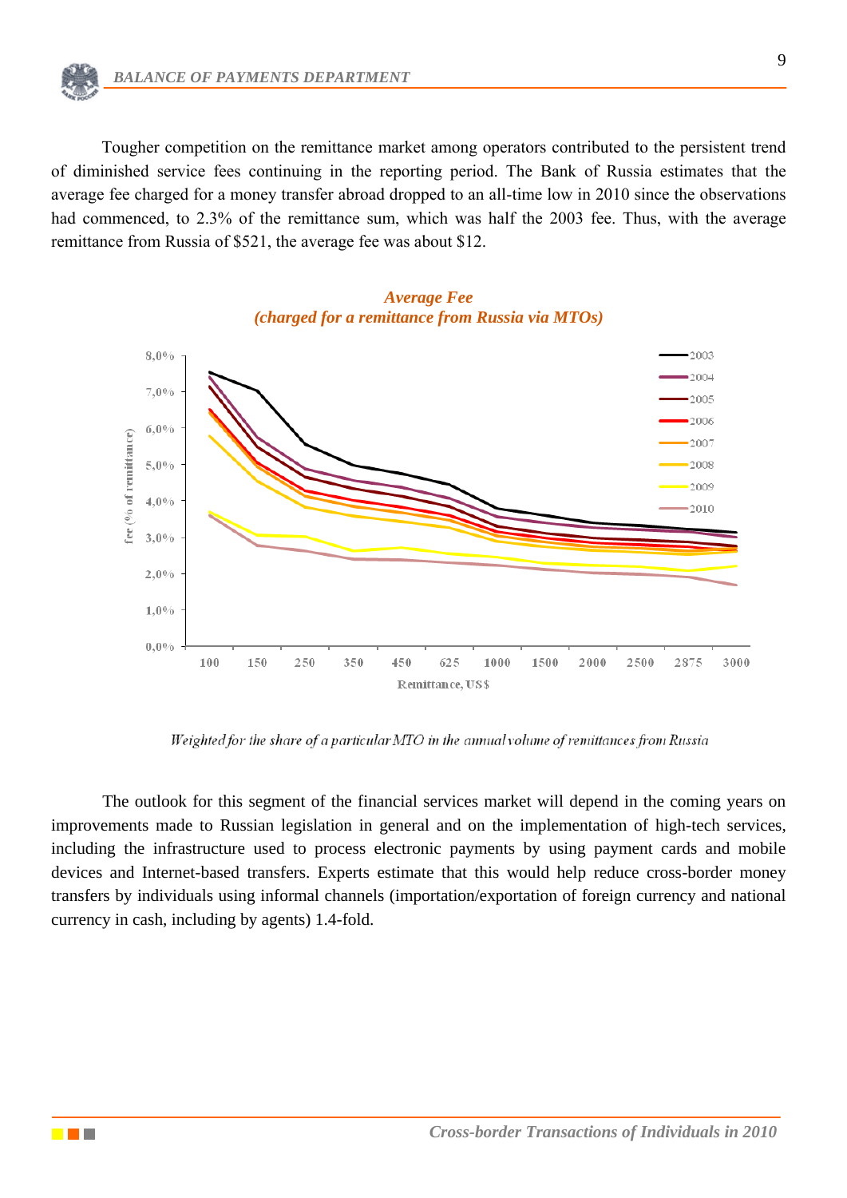Tougher competition on the remittance market among operators contributed to the persistent trend of diminished service fees continuing in the reporting period. The Bank of Russia estimates that the average fee charged for a money transfer abroad dropped to an all-time low in 2010 since the observations had commenced, to 2.3% of the remittance sum, which was half the 2003 fee. Thus, with the average remittance from Russia of $521, the average fee was about $12.

*Average Fee*
*(charged for a remittance from Russia via MTOs)*

fee (% of remittance)

8,0%
7,0%
6,0%
5,0%
4,0%
3,0%
2,0%
1,0%
0,0%

100 150 250 350 450 625 1000 1500 2000 2500 2875 3000

Remittance, US$

2003
2004
2005
2006
2007
2008
2009
2010

*Weighted for the share of a particular MTO in the annual volume of remittances from Russia*

The outlook for this segment of the financial services market will depend in the coming years on improvements made to Russian legislation in general and on the implementation of high-tech services, including the infrastructure used to process electronic payments by using payment cards and mobile devices and Internet-based transfers. Experts estimate that this would help reduce cross-border money transfers by individuals using informal channels (importation/exportation of foreign currency and national currency in cash, including by agents) 1.4-fold.